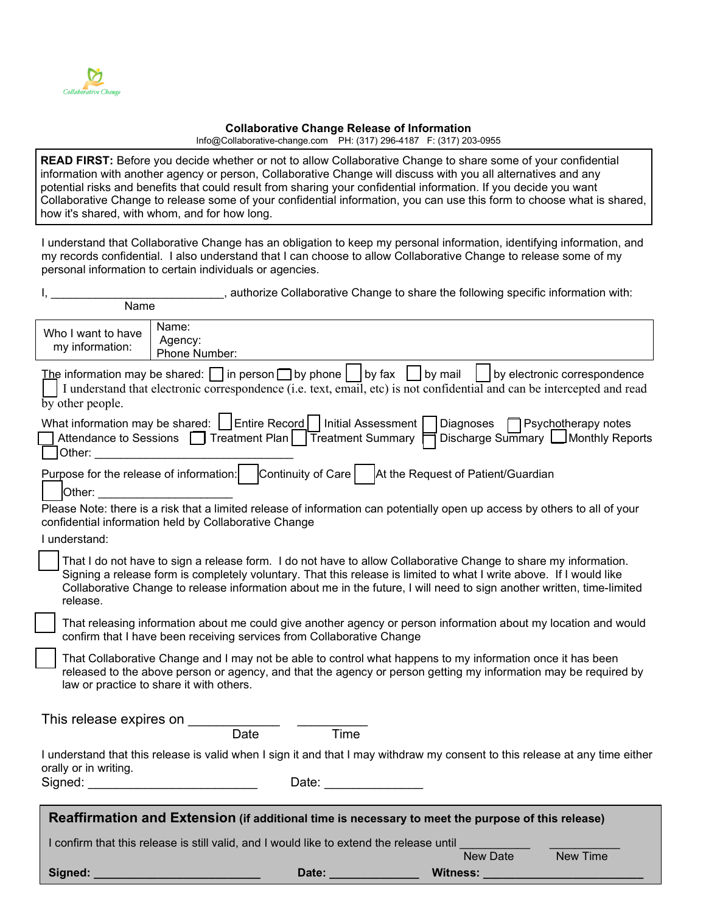Collaborative Change

**Collaborative Change Release of Information**

Info@Collaborative-change.com PH: (317) 296-4187 F: (317) 203-0955

**READ FIRST:** Before you decide whether or not to allow Collaborative Change to share some of your confidential information with another agency or person, Collaborative Change will discuss with you all alternatives and any potential risks and benefits that could result from sharing your confidential information. If you decide you want Collaborative Change to release some of your confidential information, you can use this form to choose what is shared, how it's shared, with whom, and for how long.

I understand that Collaborative Change has an obligation to keep my personal information, identifying information, and my records confidential. I also understand that I can choose to allow Collaborative Change to release some of my personal information to certain individuals or agencies.

I, ___________________________, authorize Collaborative Change to share the following specific information with:
Name

| Who I want to have my information: | Name:<br>Agency:<br>Phone Number: |
|---|---|

The information may be shared: ☐ in person ☐ by phone ☐ by fax ☐ by mail ☐ by electronic correspondence

☐ I understand that electronic correspondence (i.e. text, email, etc) is not confidential and can be intercepted and read by other people.

What information may be shared: ☐ Entire Record ☐ Initial Assessment ☐ Diagnoses ☐ Psychotherapy notes ☐ Attendance to Sessions ☐ Treatment Plan ☐ Treatment Summary ☐ Discharge Summary ☐ Monthly Reports ☐ Other: _______________________________

Purpose for the release of information: ☐ Continuity of Care ☐ At the Request of Patient/Guardian ☐ Other: _____________________

Please Note: there is a risk that a limited release of information can potentially open up access by others to all of your confidential information held by Collaborative Change

I understand:

☐ That I do not have to sign a release form. I do not have to allow Collaborative Change to share my information. Signing a release form is completely voluntary. That this release is limited to what I write above. If I would like Collaborative Change to release information about me in the future, I will need to sign another written, time-limited release.

☐ That releasing information about me could give another agency or person information about my location and would confirm that I have been receiving services from Collaborative Change

☐ That Collaborative Change and I may not be able to control what happens to my information once it has been released to the above person or agency, and that the agency or person getting my information may be required by law or practice to share it with others.

This release expires on _____________ __________
Date Time

I understand that this release is valid when I sign it and that I may withdraw my consent to this release at any time either orally or in writing.

Signed: ________________________ Date: ______________

**Reaffirmation and Extension (if additional time is necessary to meet the purpose of this release)**

I confirm that this release is still valid, and I would like to extend the release until __________ __________
New Date New Time

**Signed:** ________________________ **Date:** _____________ **Witness:** ________________________